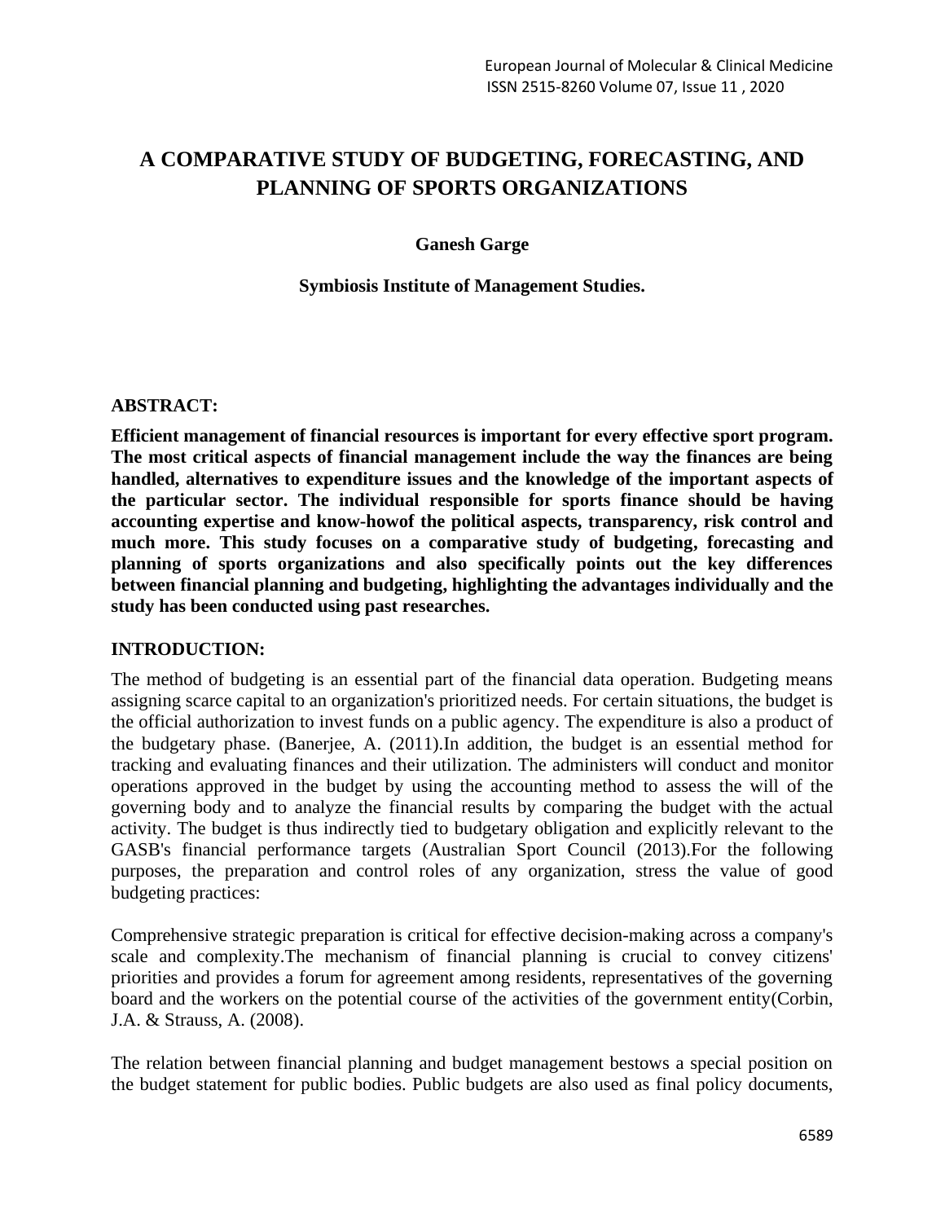# A COMPARATIVE STUDY OF BUDGETING, FORECASTING, AND PLANNING OF SPORTS ORGANIZATIONS

**Ganesh Garge**

**Symbiosis Institute of Management Studies.**

## ABSTRACT:

**Efficient management of financial resources is important for every effective sport program. The most critical aspects of financial management include the way the finances are being handled, alternatives to expenditure issues and the knowledge of the important aspects of the particular sector. The individual responsible for sports finance should be having accounting expertise and know-howof the political aspects, transparency, risk control and much more. This study focuses on a comparative study of budgeting, forecasting and planning of sports organizations and also specifically points out the key differences between financial planning and budgeting, highlighting the advantages individually and the study has been conducted using past researches.**

## INTRODUCTION:

The method of budgeting is an essential part of the financial data operation. Budgeting means assigning scarce capital to an organization's prioritized needs. For certain situations, the budget is the official authorization to invest funds on a public agency. The expenditure is also a product of the budgetary phase. (Banerjee, A. (2011).In addition, the budget is an essential method for tracking and evaluating finances and their utilization. The administers will conduct and monitor operations approved in the budget by using the accounting method to assess the will of the governing body and to analyze the financial results by comparing the budget with the actual activity. The budget is thus indirectly tied to budgetary obligation and explicitly relevant to the GASB's financial performance targets (Australian Sport Council (2013).For the following purposes, the preparation and control roles of any organization, stress the value of good budgeting practices:

Comprehensive strategic preparation is critical for effective decision-making across a company's scale and complexity.The mechanism of financial planning is crucial to convey citizens' priorities and provides a forum for agreement among residents, representatives of the governing board and the workers on the potential course of the activities of the government entity(Corbin, J.A. & Strauss, A. (2008).

The relation between financial planning and budget management bestows a special position on the budget statement for public bodies. Public budgets are also used as final policy documents,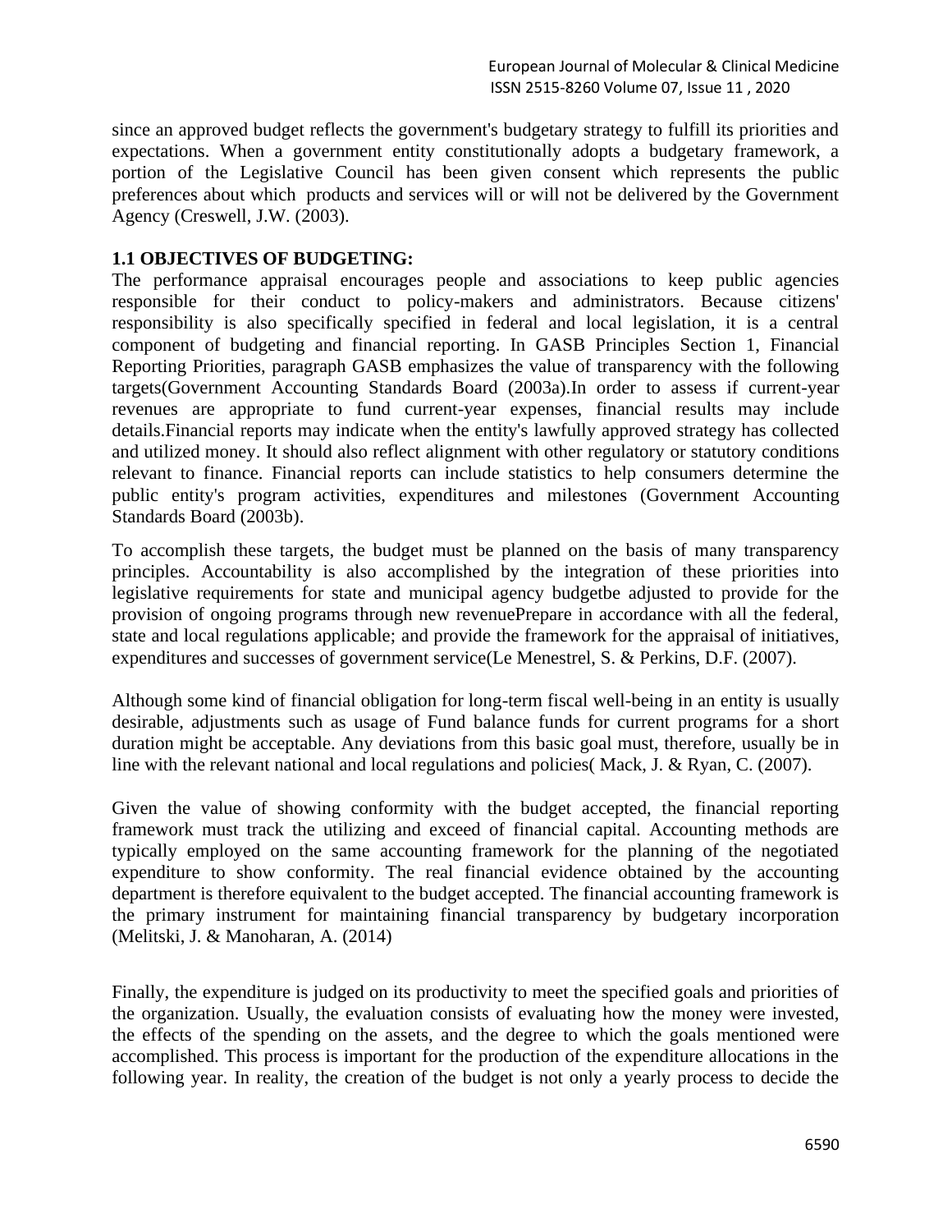since an approved budget reflects the government's budgetary strategy to fulfill its priorities and expectations. When a government entity constitutionally adopts a budgetary framework, a portion of the Legislative Council has been given consent which represents the public preferences about which products and services will or will not be delivered by the Government Agency (Creswell, J.W. (2003).

### 1.1 OBJECTIVES OF BUDGETING:

The performance appraisal encourages people and associations to keep public agencies responsible for their conduct to policy-makers and administrators. Because citizens' responsibility is also specifically specified in federal and local legislation, it is a central component of budgeting and financial reporting. In GASB Principles Section 1, Financial Reporting Priorities, paragraph GASB emphasizes the value of transparency with the following targets(Government Accounting Standards Board (2003a).In order to assess if current-year revenues are appropriate to fund current-year expenses, financial results may include details.Financial reports may indicate when the entity's lawfully approved strategy has collected and utilized money. It should also reflect alignment with other regulatory or statutory conditions relevant to finance. Financial reports can include statistics to help consumers determine the public entity's program activities, expenditures and milestones (Government Accounting Standards Board (2003b).

To accomplish these targets, the budget must be planned on the basis of many transparency principles. Accountability is also accomplished by the integration of these priorities into legislative requirements for state and municipal agency budgetbe adjusted to provide for the provision of ongoing programs through new revenuePrepare in accordance with all the federal, state and local regulations applicable; and provide the framework for the appraisal of initiatives, expenditures and successes of government service(Le Menestrel, S. & Perkins, D.F. (2007).

Although some kind of financial obligation for long-term fiscal well-being in an entity is usually desirable, adjustments such as usage of Fund balance funds for current programs for a short duration might be acceptable. Any deviations from this basic goal must, therefore, usually be in line with the relevant national and local regulations and policies( Mack, J. & Ryan, C. (2007).

Given the value of showing conformity with the budget accepted, the financial reporting framework must track the utilizing and exceed of financial capital. Accounting methods are typically employed on the same accounting framework for the planning of the negotiated expenditure to show conformity. The real financial evidence obtained by the accounting department is therefore equivalent to the budget accepted. The financial accounting framework is the primary instrument for maintaining financial transparency by budgetary incorporation (Melitski, J. & Manoharan, A. (2014)

Finally, the expenditure is judged on its productivity to meet the specified goals and priorities of the organization. Usually, the evaluation consists of evaluating how the money were invested, the effects of the spending on the assets, and the degree to which the goals mentioned were accomplished. This process is important for the production of the expenditure allocations in the following year. In reality, the creation of the budget is not only a yearly process to decide the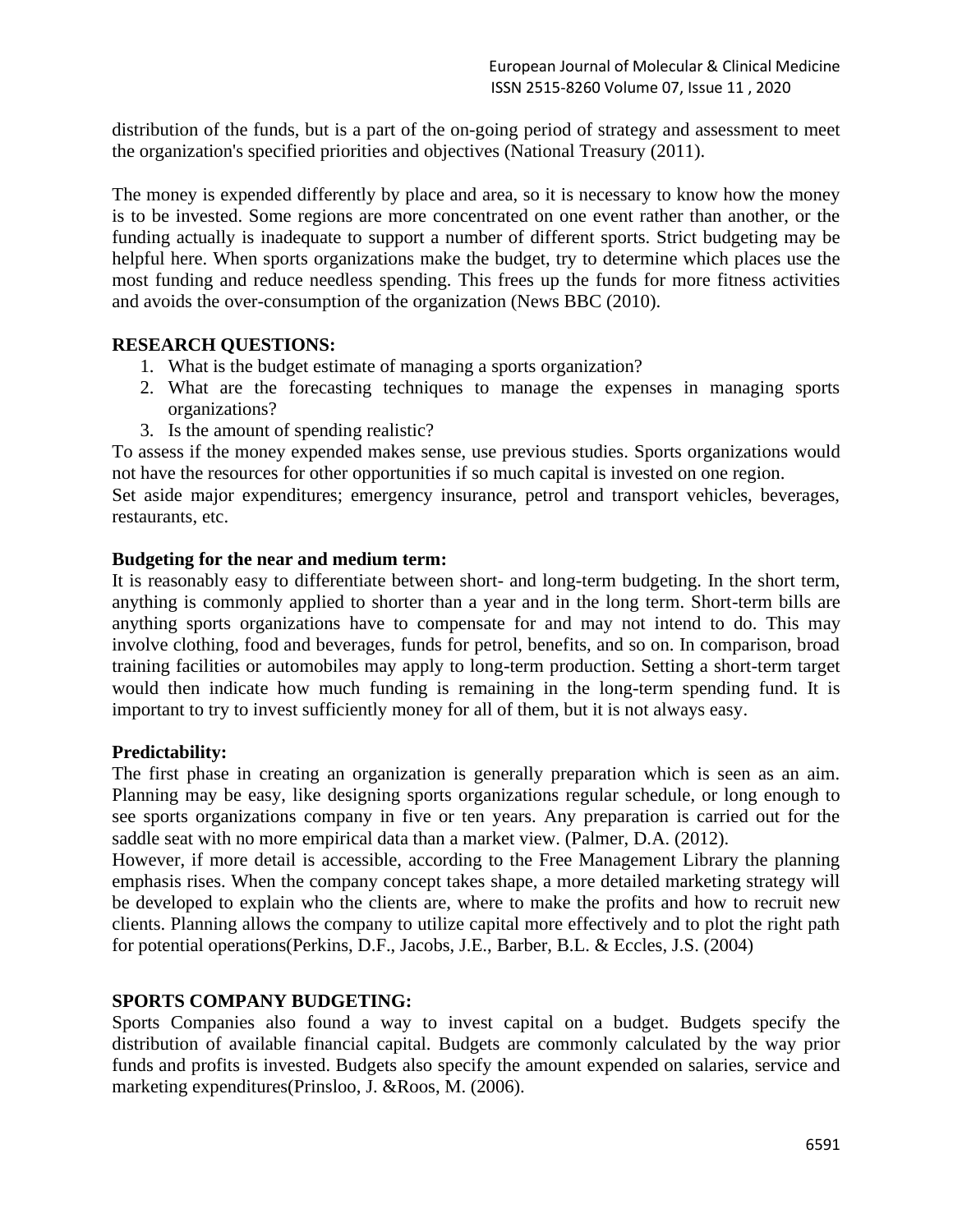distribution of the funds, but is a part of the on-going period of strategy and assessment to meet the organization's specified priorities and objectives (National Treasury (2011).

The money is expended differently by place and area, so it is necessary to know how the money is to be invested. Some regions are more concentrated on one event rather than another, or the funding actually is inadequate to support a number of different sports. Strict budgeting may be helpful here. When sports organizations make the budget, try to determine which places use the most funding and reduce needless spending. This frees up the funds for more fitness activities and avoids the over-consumption of the organization (News BBC (2010).

**RESEARCH QUESTIONS:**

1. What is the budget estimate of managing a sports organization?
2. What are the forecasting techniques to manage the expenses in managing sports organizations?
3. Is the amount of spending realistic?

To assess if the money expended makes sense, use previous studies. Sports organizations would not have the resources for other opportunities if so much capital is invested on one region.

Set aside major expenditures; emergency insurance, petrol and transport vehicles, beverages, restaurants, etc.

**Budgeting for the near and medium term:**

It is reasonably easy to differentiate between short- and long-term budgeting. In the short term, anything is commonly applied to shorter than a year and in the long term. Short-term bills are anything sports organizations have to compensate for and may not intend to do. This may involve clothing, food and beverages, funds for petrol, benefits, and so on. In comparison, broad training facilities or automobiles may apply to long-term production. Setting a short-term target would then indicate how much funding is remaining in the long-term spending fund. It is important to try to invest sufficiently money for all of them, but it is not always easy.

**Predictability:**

The first phase in creating an organization is generally preparation which is seen as an aim. Planning may be easy, like designing sports organizations regular schedule, or long enough to see sports organizations company in five or ten years. Any preparation is carried out for the saddle seat with no more empirical data than a market view. (Palmer, D.A. (2012).

However, if more detail is accessible, according to the Free Management Library the planning emphasis rises. When the company concept takes shape, a more detailed marketing strategy will be developed to explain who the clients are, where to make the profits and how to recruit new clients. Planning allows the company to utilize capital more effectively and to plot the right path for potential operations(Perkins, D.F., Jacobs, J.E., Barber, B.L. & Eccles, J.S. (2004)

**SPORTS COMPANY BUDGETING:**

Sports Companies also found a way to invest capital on a budget. Budgets specify the distribution of available financial capital. Budgets are commonly calculated by the way prior funds and profits is invested. Budgets also specify the amount expended on salaries, service and marketing expenditures(Prinsloo, J. &Roos, M. (2006).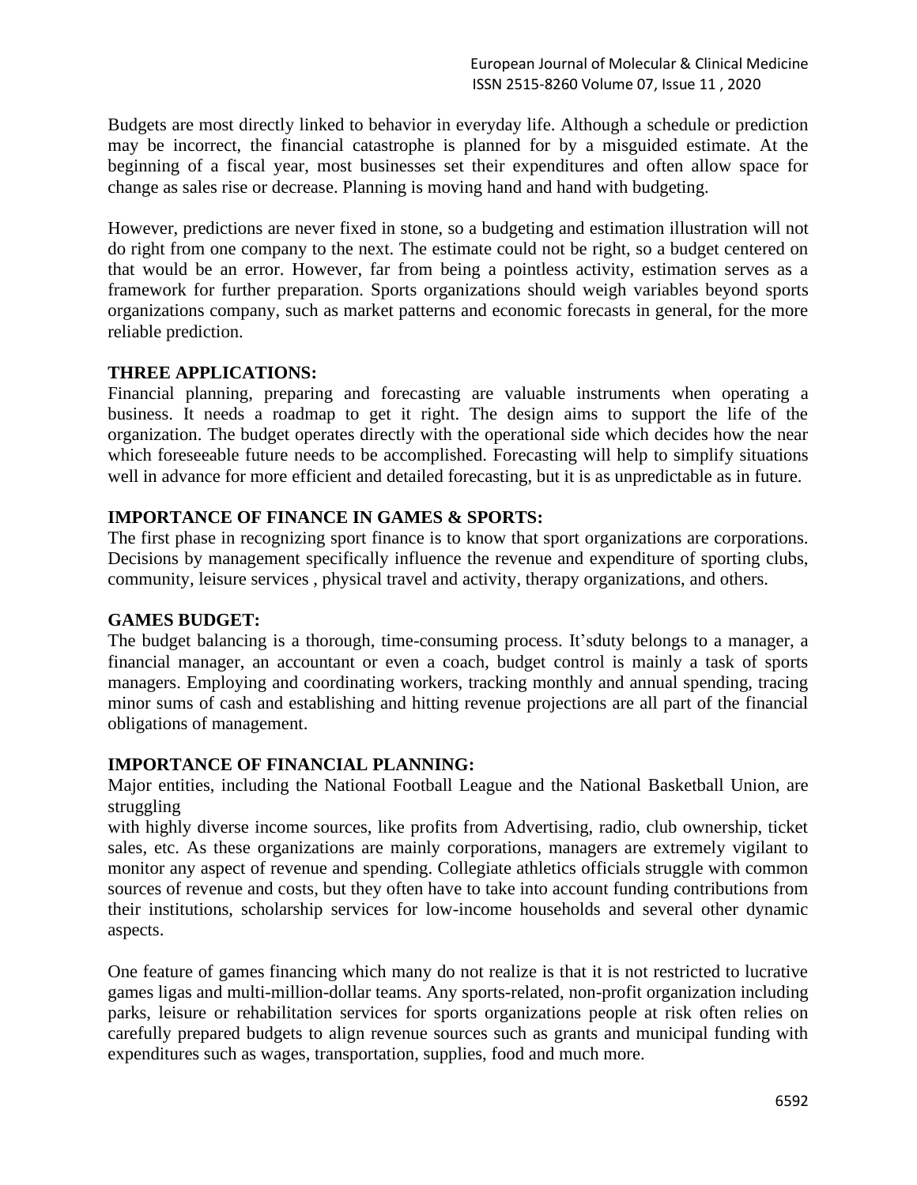Budgets are most directly linked to behavior in everyday life. Although a schedule or prediction may be incorrect, the financial catastrophe is planned for by a misguided estimate. At the beginning of a fiscal year, most businesses set their expenditures and often allow space for change as sales rise or decrease. Planning is moving hand and hand with budgeting.

However, predictions are never fixed in stone, so a budgeting and estimation illustration will not do right from one company to the next. The estimate could not be right, so a budget centered on that would be an error. However, far from being a pointless activity, estimation serves as a framework for further preparation. Sports organizations should weigh variables beyond sports organizations company, such as market patterns and economic forecasts in general, for the more reliable prediction.

## THREE APPLICATIONS:

Financial planning, preparing and forecasting are valuable instruments when operating a business. It needs a roadmap to get it right. The design aims to support the life of the organization. The budget operates directly with the operational side which decides how the near which foreseeable future needs to be accomplished. Forecasting will help to simplify situations well in advance for more efficient and detailed forecasting, but it is as unpredictable as in future.

## IMPORTANCE OF FINANCE IN GAMES & SPORTS:

The first phase in recognizing sport finance is to know that sport organizations are corporations. Decisions by management specifically influence the revenue and expenditure of sporting clubs, community, leisure services , physical travel and activity, therapy organizations, and others.

## GAMES BUDGET:

The budget balancing is a thorough, time-consuming process. It'sduty belongs to a manager, a financial manager, an accountant or even a coach, budget control is mainly a task of sports managers. Employing and coordinating workers, tracking monthly and annual spending, tracing minor sums of cash and establishing and hitting revenue projections are all part of the financial obligations of management.

## IMPORTANCE OF FINANCIAL PLANNING:

Major entities, including the National Football League and the National Basketball Union, are struggling with highly diverse income sources, like profits from Advertising, radio, club ownership, ticket sales, etc. As these organizations are mainly corporations, managers are extremely vigilant to monitor any aspect of revenue and spending. Collegiate athletics officials struggle with common sources of revenue and costs, but they often have to take into account funding contributions from their institutions, scholarship services for low-income households and several other dynamic aspects.

One feature of games financing which many do not realize is that it is not restricted to lucrative games ligas and multi-million-dollar teams. Any sports-related, non-profit organization including parks, leisure or rehabilitation services for sports organizations people at risk often relies on carefully prepared budgets to align revenue sources such as grants and municipal funding with expenditures such as wages, transportation, supplies, food and much more.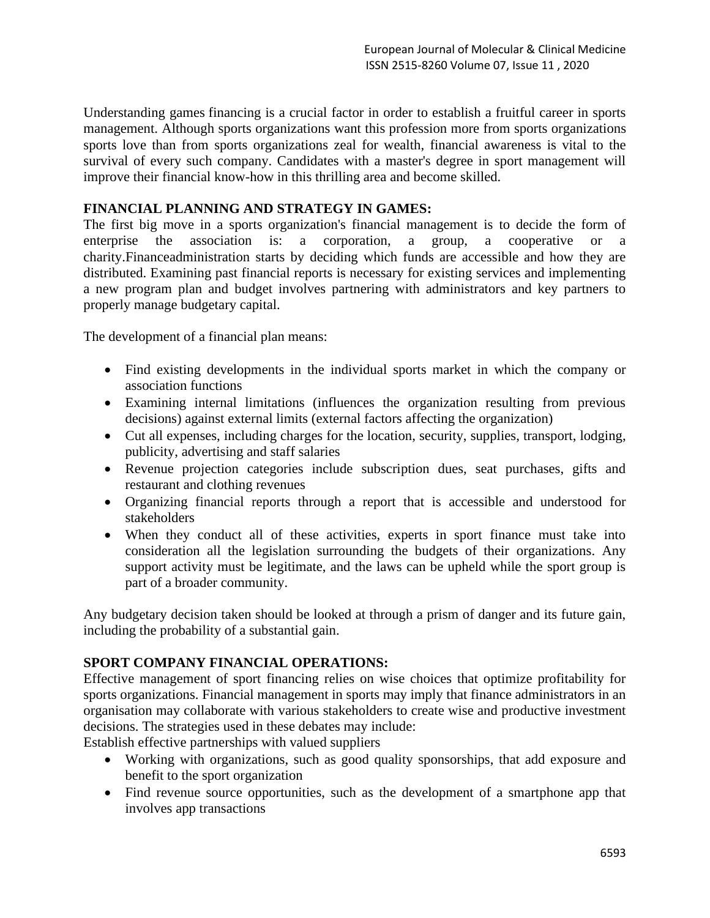Understanding games financing is a crucial factor in order to establish a fruitful career in sports management. Although sports organizations want this profession more from sports organizations sports love than from sports organizations zeal for wealth, financial awareness is vital to the survival of every such company. Candidates with a master's degree in sport management will improve their financial know-how in this thrilling area and become skilled.

## FINANCIAL PLANNING AND STRATEGY IN GAMES:

The first big move in a sports organization's financial management is to decide the form of enterprise the association is: a corporation, a group, a cooperative or a charity.Financeadministration starts by deciding which funds are accessible and how they are distributed. Examining past financial reports is necessary for existing services and implementing a new program plan and budget involves partnering with administrators and key partners to properly manage budgetary capital.

The development of a financial plan means:

- Find existing developments in the individual sports market in which the company or association functions
- Examining internal limitations (influences the organization resulting from previous decisions) against external limits (external factors affecting the organization)
- Cut all expenses, including charges for the location, security, supplies, transport, lodging, publicity, advertising and staff salaries
- Revenue projection categories include subscription dues, seat purchases, gifts and restaurant and clothing revenues
- Organizing financial reports through a report that is accessible and understood for stakeholders
- When they conduct all of these activities, experts in sport finance must take into consideration all the legislation surrounding the budgets of their organizations. Any support activity must be legitimate, and the laws can be upheld while the sport group is part of a broader community.

Any budgetary decision taken should be looked at through a prism of danger and its future gain, including the probability of a substantial gain.

## SPORT COMPANY FINANCIAL OPERATIONS:

Effective management of sport financing relies on wise choices that optimize profitability for sports organizations. Financial management in sports may imply that finance administrators in an organisation may collaborate with various stakeholders to create wise and productive investment decisions. The strategies used in these debates may include:

Establish effective partnerships with valued suppliers

- Working with organizations, such as good quality sponsorships, that add exposure and benefit to the sport organization
- Find revenue source opportunities, such as the development of a smartphone app that involves app transactions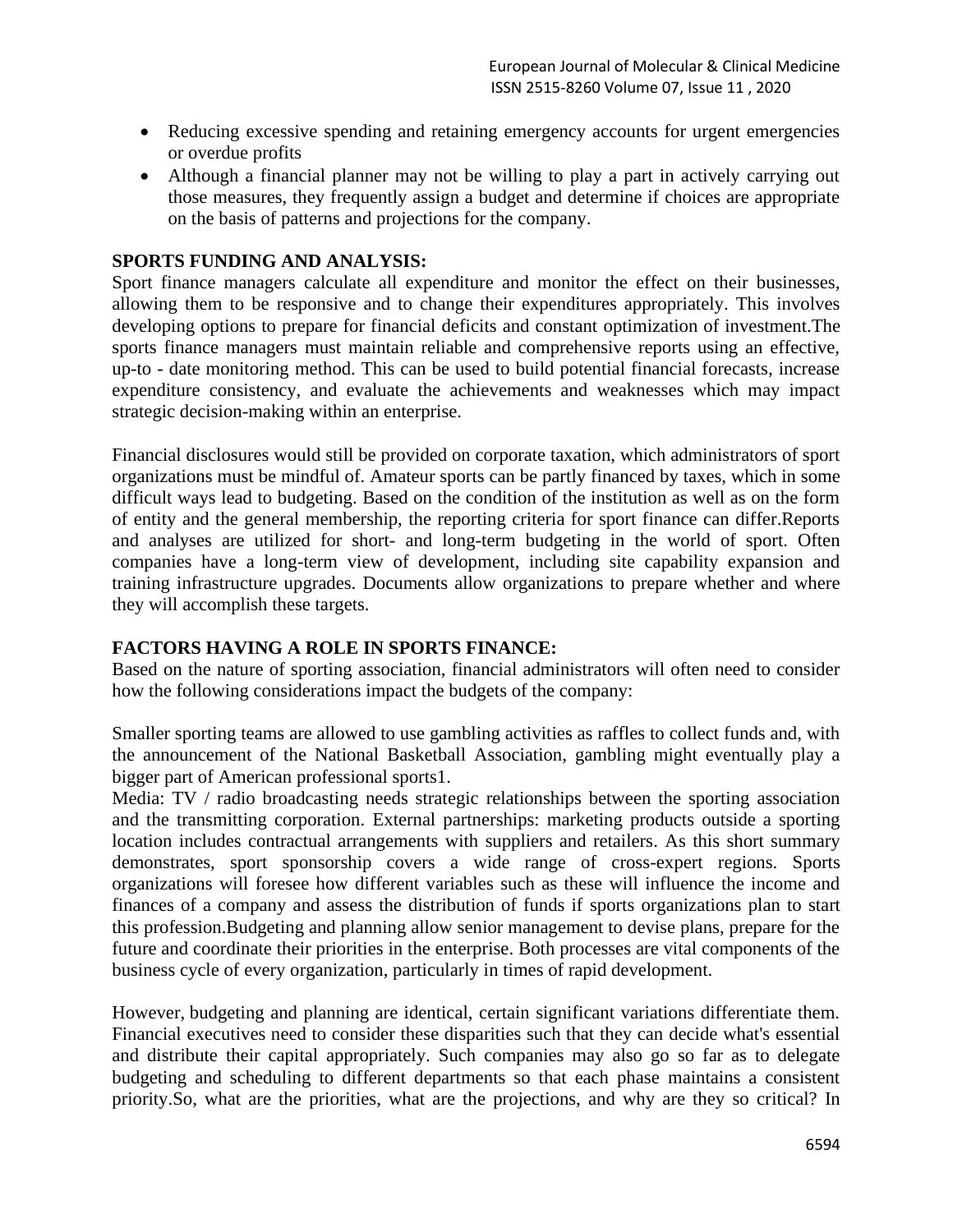- Reducing excessive spending and retaining emergency accounts for urgent emergencies or overdue profits
- Although a financial planner may not be willing to play a part in actively carrying out those measures, they frequently assign a budget and determine if choices are appropriate on the basis of patterns and projections for the company.

**SPORTS FUNDING AND ANALYSIS:**

Sport finance managers calculate all expenditure and monitor the effect on their businesses, allowing them to be responsive and to change their expenditures appropriately. This involves developing options to prepare for financial deficits and constant optimization of investment.The sports finance managers must maintain reliable and comprehensive reports using an effective, up-to - date monitoring method. This can be used to build potential financial forecasts, increase expenditure consistency, and evaluate the achievements and weaknesses which may impact strategic decision-making within an enterprise.

Financial disclosures would still be provided on corporate taxation, which administrators of sport organizations must be mindful of. Amateur sports can be partly financed by taxes, which in some difficult ways lead to budgeting. Based on the condition of the institution as well as on the form of entity and the general membership, the reporting criteria for sport finance can differ.Reports and analyses are utilized for short- and long-term budgeting in the world of sport. Often companies have a long-term view of development, including site capability expansion and training infrastructure upgrades. Documents allow organizations to prepare whether and where they will accomplish these targets.

**FACTORS HAVING A ROLE IN SPORTS FINANCE:**

Based on the nature of sporting association, financial administrators will often need to consider how the following considerations impact the budgets of the company:

Smaller sporting teams are allowed to use gambling activities as raffles to collect funds and, with the announcement of the National Basketball Association, gambling might eventually play a bigger part of American professional sports[1].

Media: TV / radio broadcasting needs strategic relationships between the sporting association and the transmitting corporation. External partnerships: marketing products outside a sporting location includes contractual arrangements with suppliers and retailers. As this short summary demonstrates, sport sponsorship covers a wide range of cross-expert regions. Sports organizations will foresee how different variables such as these will influence the income and finances of a company and assess the distribution of funds if sports organizations plan to start this profession.Budgeting and planning allow senior management to devise plans, prepare for the future and coordinate their priorities in the enterprise. Both processes are vital components of the business cycle of every organization, particularly in times of rapid development.

However, budgeting and planning are identical, certain significant variations differentiate them. Financial executives need to consider these disparities such that they can decide what's essential and distribute their capital appropriately. Such companies may also go so far as to delegate budgeting and scheduling to different departments so that each phase maintains a consistent priority.So, what are the priorities, what are the projections, and why are they so critical? In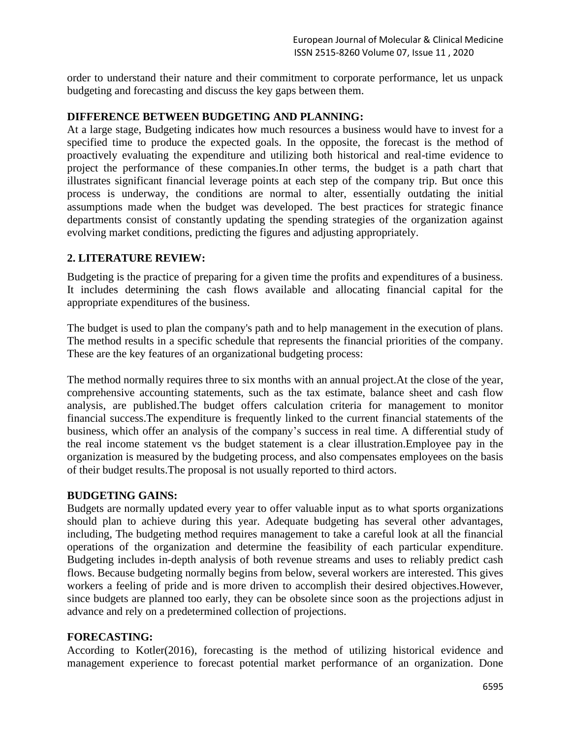order to understand their nature and their commitment to corporate performance, let us unpack budgeting and forecasting and discuss the key gaps between them.

**DIFFERENCE BETWEEN BUDGETING AND PLANNING:**

At a large stage, Budgeting indicates how much resources a business would have to invest for a specified time to produce the expected goals. In the opposite, the forecast is the method of proactively evaluating the expenditure and utilizing both historical and real-time evidence to project the performance of these companies.In other terms, the budget is a path chart that illustrates significant financial leverage points at each step of the company trip. But once this process is underway, the conditions are normal to alter, essentially outdating the initial assumptions made when the budget was developed. The best practices for strategic finance departments consist of constantly updating the spending strategies of the organization against evolving market conditions, predicting the figures and adjusting appropriately.

## 2. LITERATURE REVIEW:

Budgeting is the practice of preparing for a given time the profits and expenditures of a business. It includes determining the cash flows available and allocating financial capital for the appropriate expenditures of the business.

The budget is used to plan the company's path and to help management in the execution of plans. The method results in a specific schedule that represents the financial priorities of the company. These are the key features of an organizational budgeting process:

The method normally requires three to six months with an annual project.At the close of the year, comprehensive accounting statements, such as the tax estimate, balance sheet and cash flow analysis, are published.The budget offers calculation criteria for management to monitor financial success.The expenditure is frequently linked to the current financial statements of the business, which offer an analysis of the company's success in real time. A differential study of the real income statement vs the budget statement is a clear illustration.Employee pay in the organization is measured by the budgeting process, and also compensates employees on the basis of their budget results.The proposal is not usually reported to third actors.

**BUDGETING GAINS:**

Budgets are normally updated every year to offer valuable input as to what sports organizations should plan to achieve during this year. Adequate budgeting has several other advantages, including, The budgeting method requires management to take a careful look at all the financial operations of the organization and determine the feasibility of each particular expenditure. Budgeting includes in-depth analysis of both revenue streams and uses to reliably predict cash flows. Because budgeting normally begins from below, several workers are interested. This gives workers a feeling of pride and is more driven to accomplish their desired objectives.However, since budgets are planned too early, they can be obsolete since soon as the projections adjust in advance and rely on a predetermined collection of projections.

**FORECASTING:**

According to Kotler(2016), forecasting is the method of utilizing historical evidence and management experience to forecast potential market performance of an organization. Done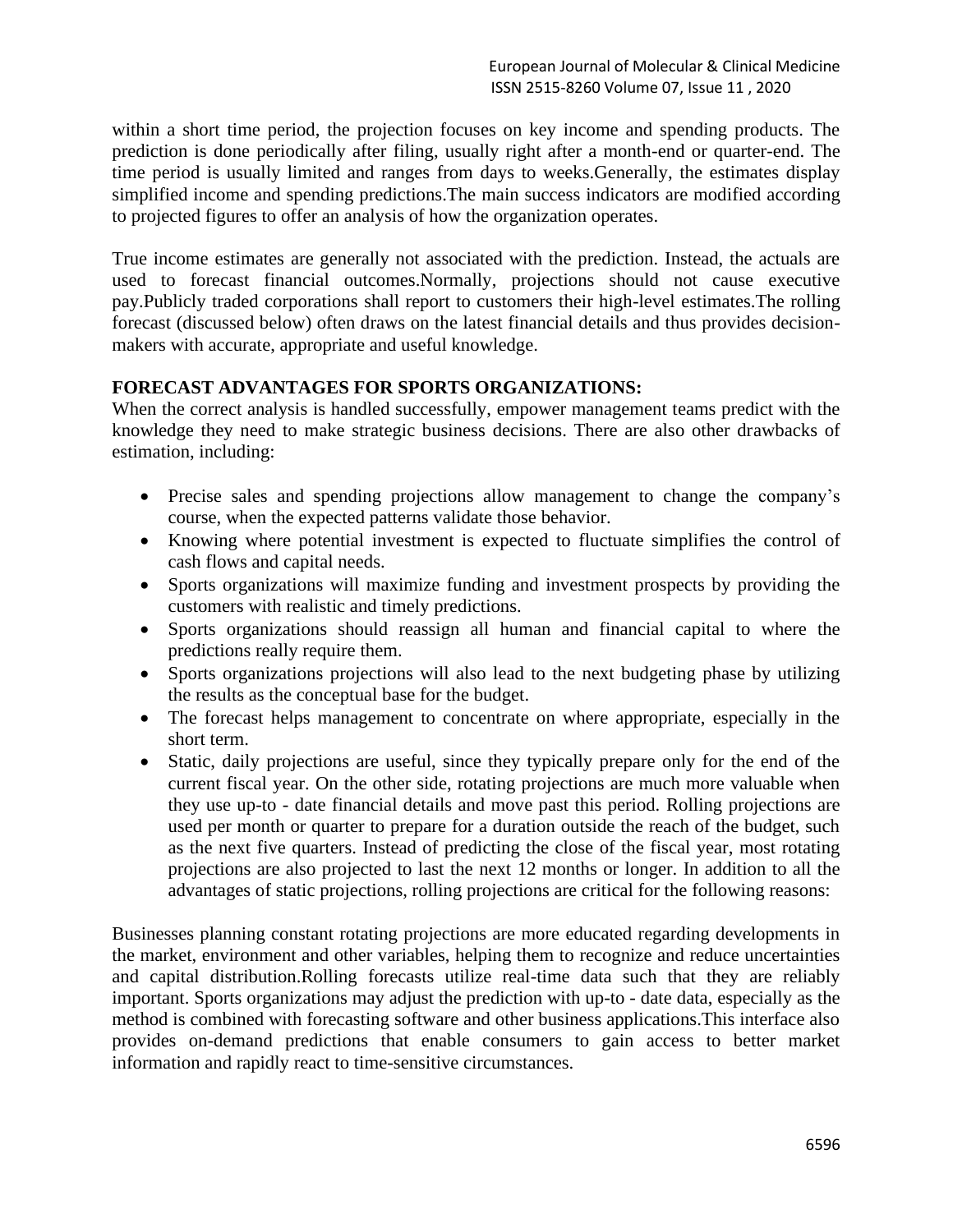within a short time period, the projection focuses on key income and spending products. The prediction is done periodically after filing, usually right after a month-end or quarter-end. The time period is usually limited and ranges from days to weeks.Generally, the estimates display simplified income and spending predictions.The main success indicators are modified according to projected figures to offer an analysis of how the organization operates.

True income estimates are generally not associated with the prediction. Instead, the actuals are used to forecast financial outcomes.Normally, projections should not cause executive pay.Publicly traded corporations shall report to customers their high-level estimates.The rolling forecast (discussed below) often draws on the latest financial details and thus provides decision-makers with accurate, appropriate and useful knowledge.

**FORECAST ADVANTAGES FOR SPORTS ORGANIZATIONS:**

When the correct analysis is handled successfully, empower management teams predict with the knowledge they need to make strategic business decisions. There are also other drawbacks of estimation, including:

- Precise sales and spending projections allow management to change the company's course, when the expected patterns validate those behavior.
- Knowing where potential investment is expected to fluctuate simplifies the control of cash flows and capital needs.
- Sports organizations will maximize funding and investment prospects by providing the customers with realistic and timely predictions.
- Sports organizations should reassign all human and financial capital to where the predictions really require them.
- Sports organizations projections will also lead to the next budgeting phase by utilizing the results as the conceptual base for the budget.
- The forecast helps management to concentrate on where appropriate, especially in the short term.
- Static, daily projections are useful, since they typically prepare only for the end of the current fiscal year. On the other side, rotating projections are much more valuable when they use up-to - date financial details and move past this period. Rolling projections are used per month or quarter to prepare for a duration outside the reach of the budget, such as the next five quarters. Instead of predicting the close of the fiscal year, most rotating projections are also projected to last the next 12 months or longer. In addition to all the advantages of static projections, rolling projections are critical for the following reasons:

Businesses planning constant rotating projections are more educated regarding developments in the market, environment and other variables, helping them to recognize and reduce uncertainties and capital distribution.Rolling forecasts utilize real-time data such that they are reliably important. Sports organizations may adjust the prediction with up-to - date data, especially as the method is combined with forecasting software and other business applications.This interface also provides on-demand predictions that enable consumers to gain access to better market information and rapidly react to time-sensitive circumstances.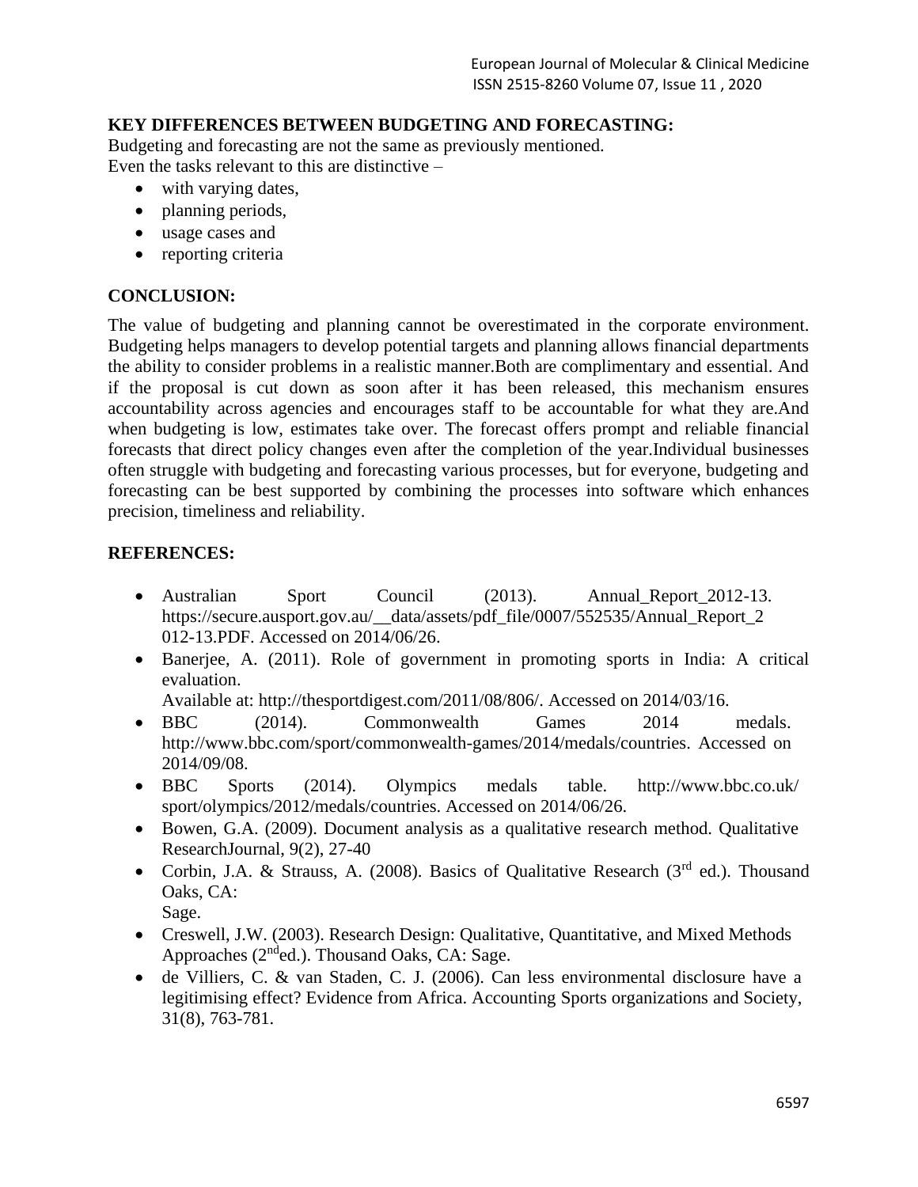## KEY DIFFERENCES BETWEEN BUDGETING AND FORECASTING:

Budgeting and forecasting are not the same as previously mentioned.
Even the tasks relevant to this are distinctive –

- with varying dates,
- planning periods,
- usage cases and
- reporting criteria

## CONCLUSION:

The value of budgeting and planning cannot be overestimated in the corporate environment. Budgeting helps managers to develop potential targets and planning allows financial departments the ability to consider problems in a realistic manner.Both are complimentary and essential. And if the proposal is cut down as soon after it has been released, this mechanism ensures accountability across agencies and encourages staff to be accountable for what they are.And when budgeting is low, estimates take over. The forecast offers prompt and reliable financial forecasts that direct policy changes even after the completion of the year.Individual businesses often struggle with budgeting and forecasting various processes, but for everyone, budgeting and forecasting can be best supported by combining the processes into software which enhances precision, timeliness and reliability.

## REFERENCES:

- Australian Sport Council (2013). Annual_Report_2012-13. https://secure.ausport.gov.au/__data/assets/pdf_file/0007/552535/Annual_Report_2012-13.PDF. Accessed on 2014/06/26.
- Banerjee, A. (2011). Role of government in promoting sports in India: A critical evaluation.
  Available at: http://thesportdigest.com/2011/08/806/. Accessed on 2014/03/16.
- BBC (2014). Commonwealth Games 2014 medals. http://www.bbc.com/sport/commonwealth-games/2014/medals/countries. Accessed on 2014/09/08.
- BBC Sports (2014). Olympics medals table. http://www.bbc.co.uk/ sport/olympics/2012/medals/countries. Accessed on 2014/06/26.
- Bowen, G.A. (2009). Document analysis as a qualitative research method. Qualitative ResearchJournal, 9(2), 27-40
- Corbin, J.A. & Strauss, A. (2008). Basics of Qualitative Research (3rd ed.). Thousand Oaks, CA:
  Sage.
- Creswell, J.W. (2003). Research Design: Qualitative, Quantitative, and Mixed Methods Approaches (2nd ed.). Thousand Oaks, CA: Sage.
- de Villiers, C. & van Staden, C. J. (2006). Can less environmental disclosure have a legitimising effect? Evidence from Africa. Accounting Sports organizations and Society, 31(8), 763-781.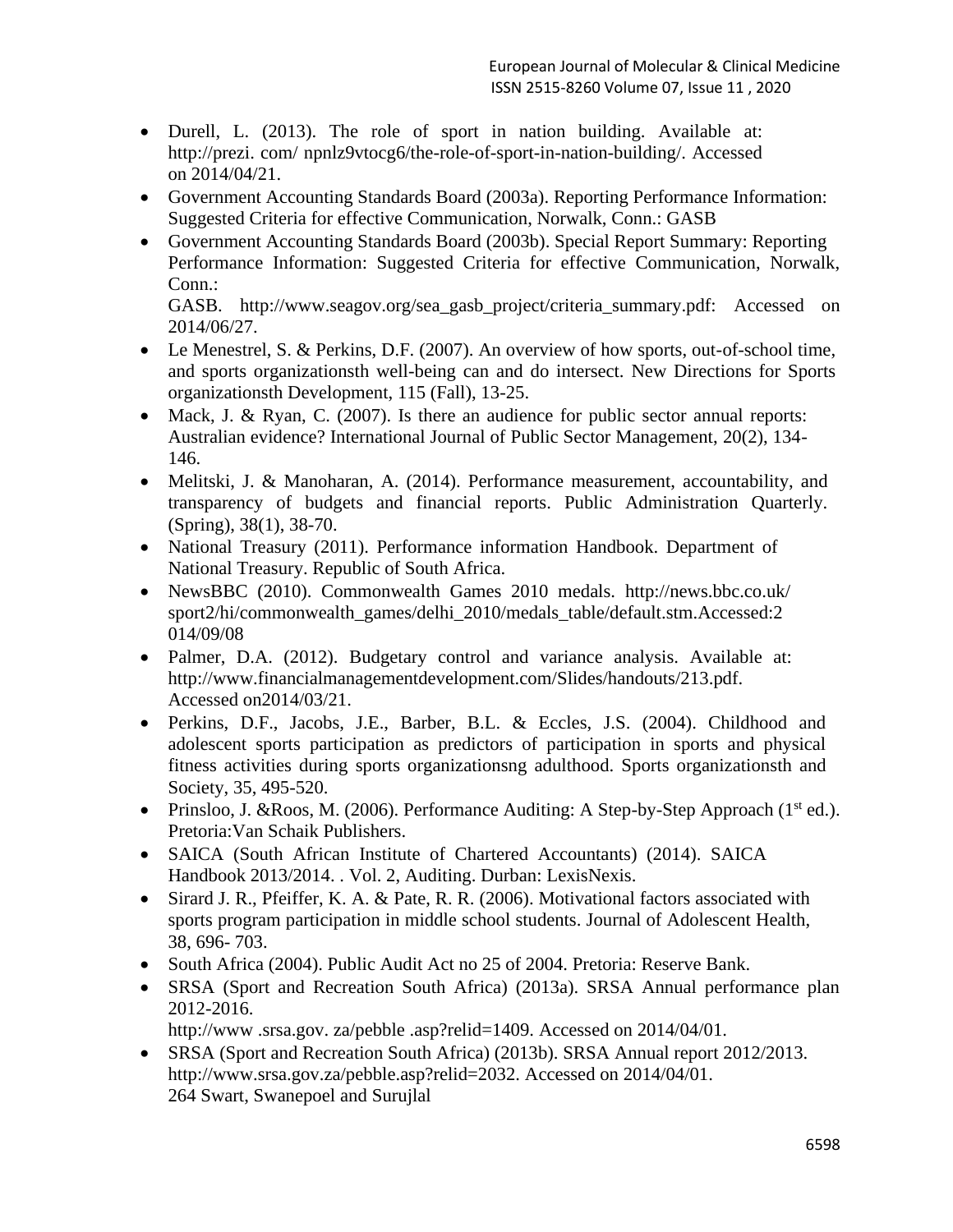- Durell, L. (2013). The role of sport in nation building. Available at: http://prezi. com/ npnlz9vtocg6/the-role-of-sport-in-nation-building/. Accessed on 2014/04/21.
- Government Accounting Standards Board (2003a). Reporting Performance Information: Suggested Criteria for effective Communication, Norwalk, Conn.: GASB
- Government Accounting Standards Board (2003b). Special Report Summary: Reporting Performance Information: Suggested Criteria for effective Communication, Norwalk, Conn.: GASB. http://www.seagov.org/sea_gasb_project/criteria_summary.pdf: Accessed on 2014/06/27.
- Le Menestrel, S. & Perkins, D.F. (2007). An overview of how sports, out-of-school time, and sports organizationsth well-being can and do intersect. New Directions for Sports organizationsth Development, 115 (Fall), 13-25.
- Mack, J. & Ryan, C. (2007). Is there an audience for public sector annual reports: Australian evidence? International Journal of Public Sector Management, 20(2), 134-146.
- Melitski, J. & Manoharan, A. (2014). Performance measurement, accountability, and transparency of budgets and financial reports. Public Administration Quarterly. (Spring), 38(1), 38-70.
- National Treasury (2011). Performance information Handbook. Department of National Treasury. Republic of South Africa.
- NewsBBC (2010). Commonwealth Games 2010 medals. http://news.bbc.co.uk/ sport2/hi/commonwealth_games/delhi_2010/medals_table/default.stm.Accessed:2 014/09/08
- Palmer, D.A. (2012). Budgetary control and variance analysis. Available at: http://www.financialmanagementdevelopment.com/Slides/handouts/213.pdf. Accessed on2014/03/21.
- Perkins, D.F., Jacobs, J.E., Barber, B.L. & Eccles, J.S. (2004). Childhood and adolescent sports participation as predictors of participation in sports and physical fitness activities during sports organizationsng adulthood. Sports organizationsth and Society, 35, 495-520.
- Prinsloo, J. &Roos, M. (2006). Performance Auditing: A Step-by-Step Approach (1st ed.). Pretoria:Van Schaik Publishers.
- SAICA (South African Institute of Chartered Accountants) (2014). SAICA Handbook 2013/2014. . Vol. 2, Auditing. Durban: LexisNexis.
- Sirard J. R., Pfeiffer, K. A. & Pate, R. R. (2006). Motivational factors associated with sports program participation in middle school students. Journal of Adolescent Health, 38, 696- 703.
- South Africa (2004). Public Audit Act no 25 of 2004. Pretoria: Reserve Bank.
- SRSA (Sport and Recreation South Africa) (2013a). SRSA Annual performance plan 2012-2016. http://www .srsa.gov. za/pebble .asp?relid=1409. Accessed on 2014/04/01.
- SRSA (Sport and Recreation South Africa) (2013b). SRSA Annual report 2012/2013. http://www.srsa.gov.za/pebble.asp?relid=2032. Accessed on 2014/04/01. 264 Swart, Swanepoel and Surujlal